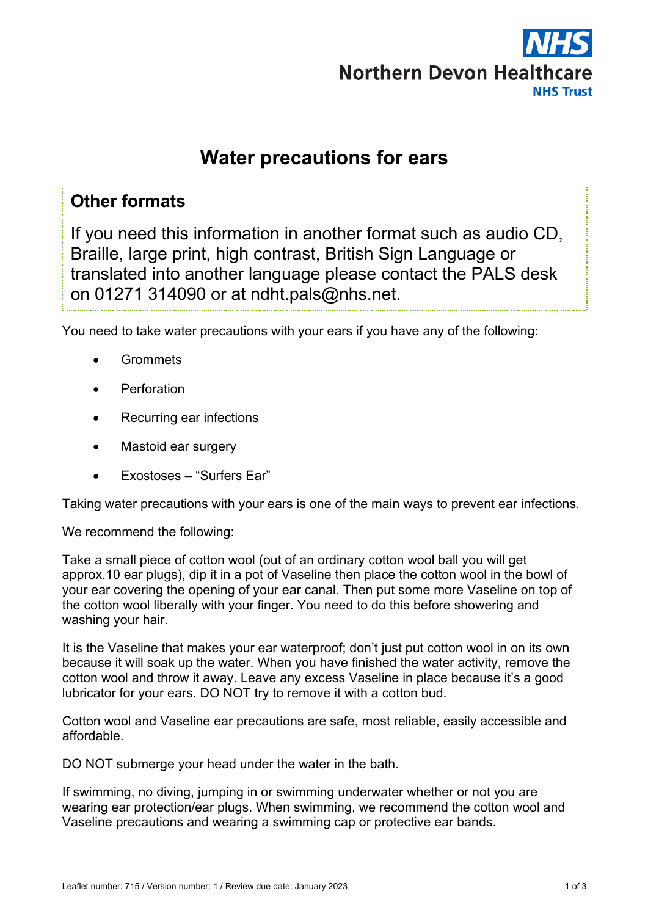Northern Devon Healthcare NHS Trust

# Water precautions for ears

## Other formats

If you need this information in another format such as audio CD, Braille, large print, high contrast, British Sign Language or translated into another language please contact the PALS desk on 01271 314090 or at ndht.pals@nhs.net.

You need to take water precautions with your ears if you have any of the following:

- Grommets
- Perforation
- Recurring ear infections
- Mastoid ear surgery
- Exostoses – "Surfers Ear"

Taking water precautions with your ears is one of the main ways to prevent ear infections.

We recommend the following:

Take a small piece of cotton wool (out of an ordinary cotton wool ball you will get approx.10 ear plugs), dip it in a pot of Vaseline then place the cotton wool in the bowl of your ear covering the opening of your ear canal. Then put some more Vaseline on top of the cotton wool liberally with your finger. You need to do this before showering and washing your hair.

It is the Vaseline that makes your ear waterproof; don't just put cotton wool in on its own because it will soak up the water. When you have finished the water activity, remove the cotton wool and throw it away. Leave any excess Vaseline in place because it's a good lubricator for your ears. DO NOT try to remove it with a cotton bud.

Cotton wool and Vaseline ear precautions are safe, most reliable, easily accessible and affordable.

DO NOT submerge your head under the water in the bath.

If swimming, no diving, jumping in or swimming underwater whether or not you are wearing ear protection/ear plugs. When swimming, we recommend the cotton wool and Vaseline precautions and wearing a swimming cap or protective ear bands.

Leaflet number: 715 / Version number: 1 / Review due date: January 2023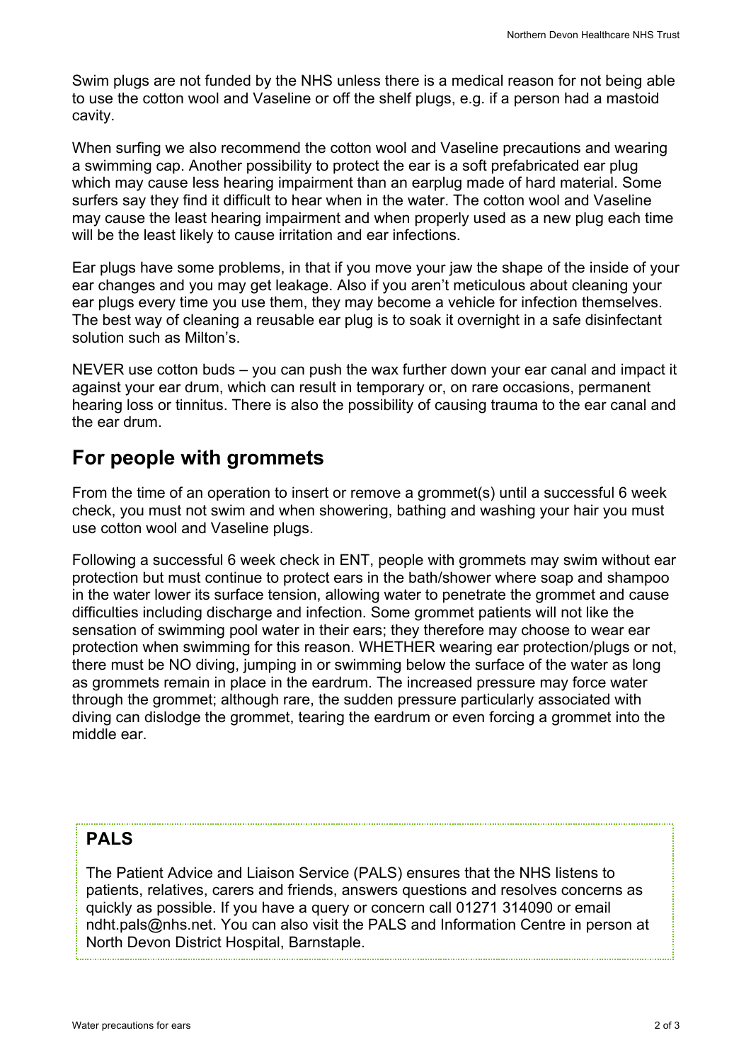Swim plugs are not funded by the NHS unless there is a medical reason for not being able to use the cotton wool and Vaseline or off the shelf plugs, e.g. if a person had a mastoid cavity.

When surfing we also recommend the cotton wool and Vaseline precautions and wearing a swimming cap. Another possibility to protect the ear is a soft prefabricated ear plug which may cause less hearing impairment than an earplug made of hard material. Some surfers say they find it difficult to hear when in the water. The cotton wool and Vaseline may cause the least hearing impairment and when properly used as a new plug each time will be the least likely to cause irritation and ear infections.

Ear plugs have some problems, in that if you move your jaw the shape of the inside of your ear changes and you may get leakage. Also if you aren't meticulous about cleaning your ear plugs every time you use them, they may become a vehicle for infection themselves. The best way of cleaning a reusable ear plug is to soak it overnight in a safe disinfectant solution such as Milton's.

NEVER use cotton buds – you can push the wax further down your ear canal and impact it against your ear drum, which can result in temporary or, on rare occasions, permanent hearing loss or tinnitus. There is also the possibility of causing trauma to the ear canal and the ear drum.

## For people with grommets

From the time of an operation to insert or remove a grommet(s) until a successful 6 week check, you must not swim and when showering, bathing and washing your hair you must use cotton wool and Vaseline plugs.

Following a successful 6 week check in ENT, people with grommets may swim without ear protection but must continue to protect ears in the bath/shower where soap and shampoo in the water lower its surface tension, allowing water to penetrate the grommet and cause difficulties including discharge and infection. Some grommet patients will not like the sensation of swimming pool water in their ears; they therefore may choose to wear ear protection when swimming for this reason. WHETHER wearing ear protection/plugs or not, there must be NO diving, jumping in or swimming below the surface of the water as long as grommets remain in place in the eardrum. The increased pressure may force water through the grommet; although rare, the sudden pressure particularly associated with diving can dislodge the grommet, tearing the eardrum or even forcing a grommet into the middle ear.

### PALS

The Patient Advice and Liaison Service (PALS) ensures that the NHS listens to patients, relatives, carers and friends, answers questions and resolves concerns as quickly as possible. If you have a query or concern call 01271 314090 or email ndht.pals@nhs.net. You can also visit the PALS and Information Centre in person at North Devon District Hospital, Barnstaple.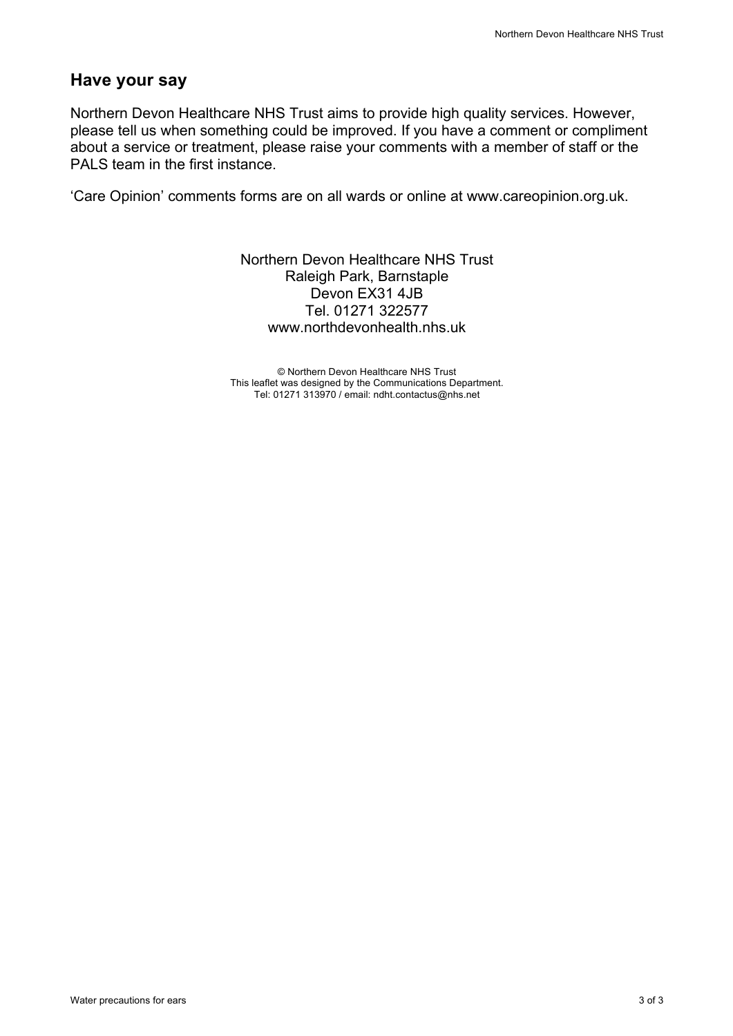## Have your say

Northern Devon Healthcare NHS Trust aims to provide high quality services. However, please tell us when something could be improved. If you have a comment or compliment about a service or treatment, please raise your comments with a member of staff or the PALS team in the first instance.

'Care Opinion' comments forms are on all wards or online at www.careopinion.org.uk.

Northern Devon Healthcare NHS Trust
Raleigh Park, Barnstaple
Devon EX31 4JB
Tel. 01271 322577
www.northdevonhealth.nhs.uk

© Northern Devon Healthcare NHS Trust
This leaflet was designed by the Communications Department.
Tel: 01271 313970 / email: ndht.contactus@nhs.net